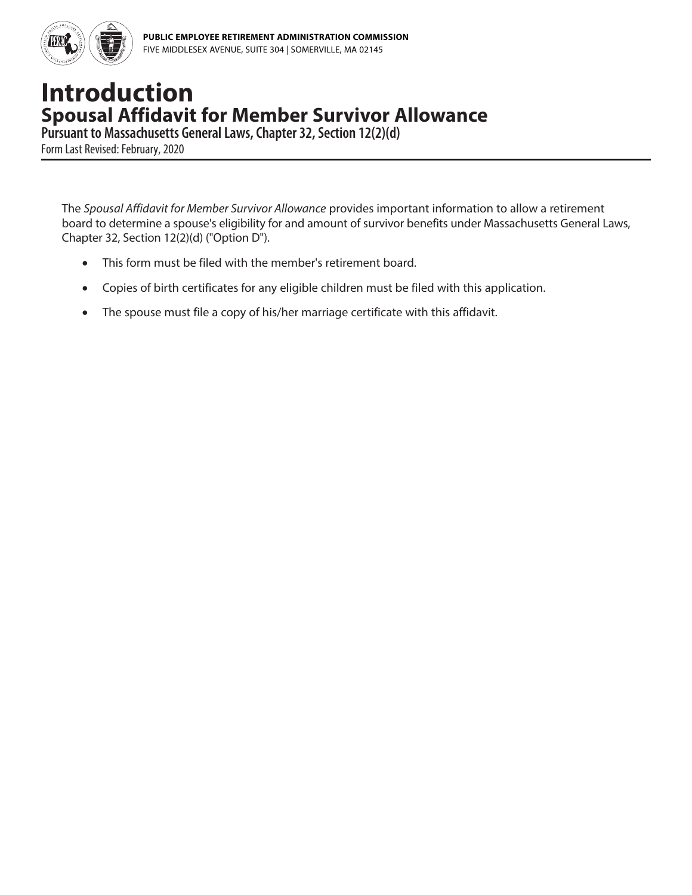**PUBLIC EMPLOYEE RETIREMENT ADMINISTRATION COMMISSION**
FIVE MIDDLESEX AVENUE, SUITE 304 | SOMERVILLE, MA 02145

# Introduction

## Spousal Affidavit for Member Survivor Allowance

**Pursuant to Massachusetts General Laws, Chapter 32, Section 12(2)(d)**

Form Last Revised: February, 2020

The *Spousal Affidavit for Member Survivor Allowance* provides important information to allow a retirement board to determine a spouse's eligibility for and amount of survivor benefits under Massachusetts General Laws, Chapter 32, Section 12(2)(d) ("Option D").

- This form must be filed with the member's retirement board.
- Copies of birth certificates for any eligible children must be filed with this application.
- The spouse must file a copy of his/her marriage certificate with this affidavit.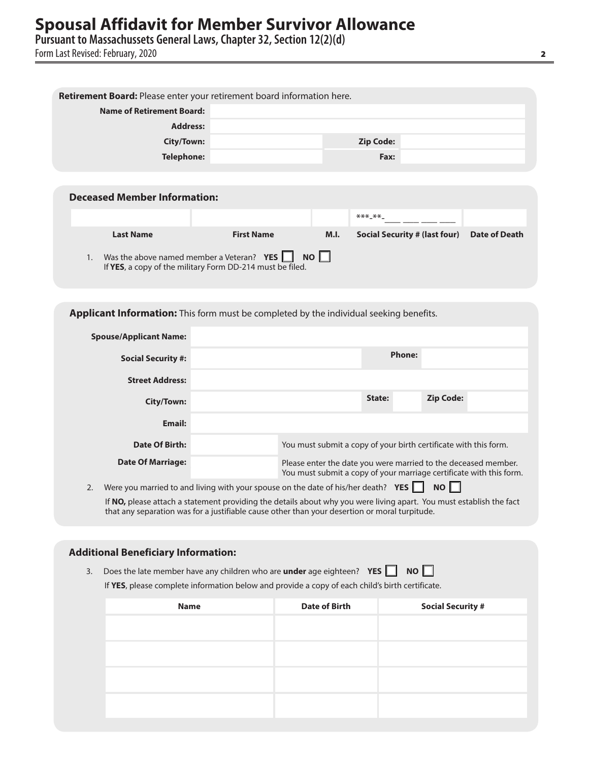# Spousal Affidavit for Member Survivor Allowance

**Pursuant to Massachussets General Laws, Chapter 32, Section 12(2)(d)**

Form Last Revised: February, 2020

**Retirement Board:** Please enter your retirement board information here.

| | | | |
|---|---|---|---|
| **Name of Retirement Board:** | | | |
| **Address:** | | | |
| **City/Town:** | | **Zip Code:** | |
| **Telephone:** | | **Fax:** | |

## Deceased Member Information:

| | | | ***-**-____ ____ ____ ____ | |
|---|---|---|---|---|
| **Last Name** | **First Name** | **M.I.** | **Social Security # (last four)** | **Date of Death** |

1. Was the above named member a Veteran? **YES** ☐ **NO** ☐
   If **YES**, a copy of the military Form DD-214 must be filed.

**Applicant Information:** This form must be completed by the individual seeking benefits.

| | | | | | |
|---|---|---|---|---|---|
| **Spouse/Applicant Name:** | | | | | |
| **Social Security #:** | | **Phone:** | | | |
| **Street Address:** | | | | | |
| **City/Town:** | | **State:** | | **Zip Code:** | |
| **Email:** | | | | | |
| **Date Of Birth:** | | You must submit a copy of your birth certificate with this form. | | | |
| **Date Of Marriage:** | | Please enter the date you were married to the deceased member. You must submit a copy of your marriage certificate with this form. | | | |

2. Were you married to and living with your spouse on the date of his/her death? **YES** ☐ **NO** ☐
   If **NO,** please attach a statement providing the details about why you were living apart. You must establish the fact that any separation was for a justifiable cause other than your desertion or moral turpitude.

## Additional Beneficiary Information:

3. Does the late member have any children who are **under** age eighteen? **YES** ☐ **NO** ☐
   If **YES**, please complete information below and provide a copy of each child's birth certificate.

| Name | Date of Birth | Social Security # |
|---|---|---|
| | | |
| | | |
| | | |
| | | |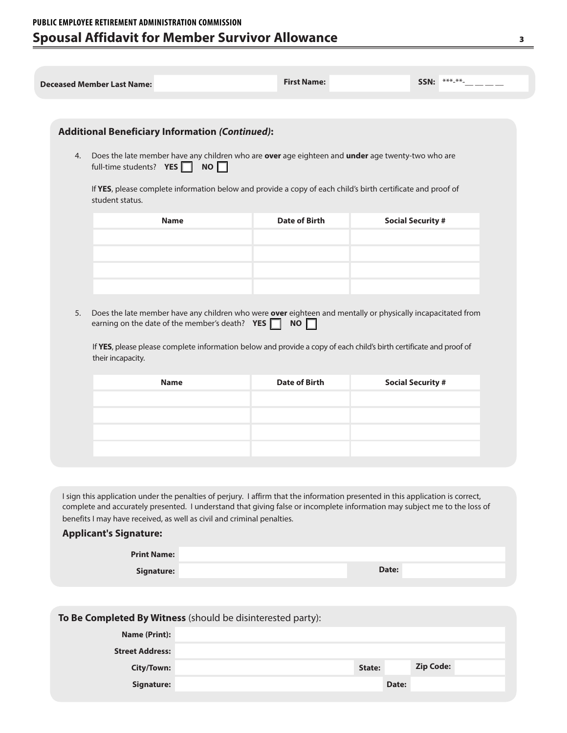**Deceased Member Last Name:** | **First Name:** | **SSN:** \*\*\*-\*\*-__ __ __ __

## Additional Beneficiary Information *(Continued)*:

4. Does the late member have any children who are **over** age eighteen and **under** age twenty-two who are full-time students? **YES** ☐ **NO** ☐

   If **YES**, please complete information below and provide a copy of each child's birth certificate and proof of student status.

| Name | Date of Birth | Social Security # |
|---|---|---|
| | | |
| | | |
| | | |
| | | |

5. Does the late member have any children who were **over** eighteen and mentally or physically incapacitated from earning on the date of the member's death? **YES** ☐ **NO** ☐

   If **YES**, please please complete information below and provide a copy of each child's birth certificate and proof of their incapacity.

| Name | Date of Birth | Social Security # |
|---|---|---|
| | | |
| | | |
| | | |
| | | |

I sign this application under the penalties of perjury. I affirm that the information presented in this application is correct, complete and accurately presented. I understand that giving false or incomplete information may subject me to the loss of benefits I may have received, as well as civil and criminal penalties.

**Applicant's Signature:**

**Print Name:**

**Signature:** **Date:**

**To Be Completed By Witness** (should be disinterested party):

**Name (Print):**

**Street Address:**

**City/Town:** **State:** **Zip Code:**

**Signature:** **Date:**